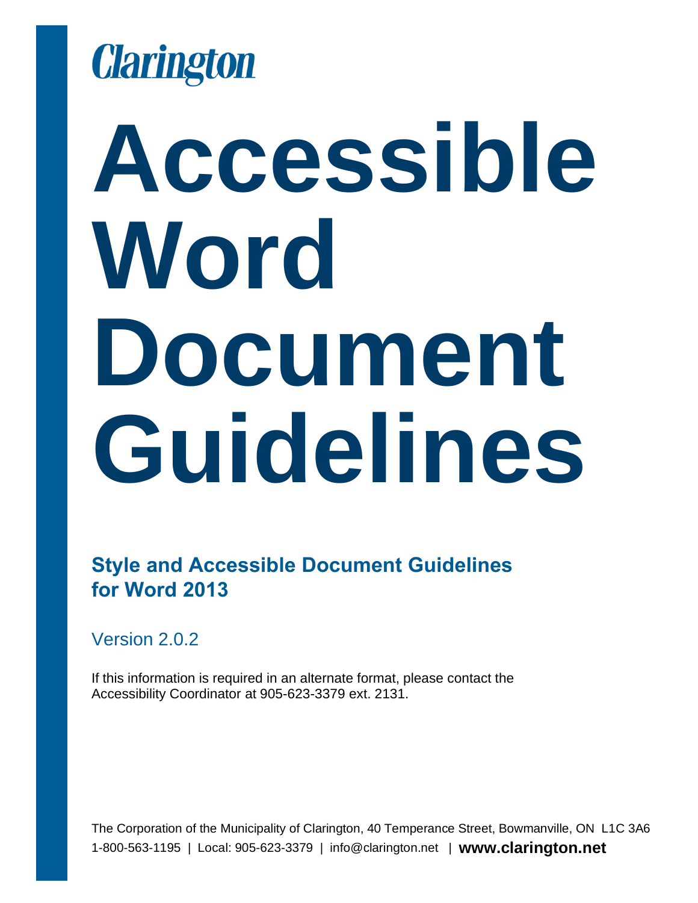Clarington

# Accessible Word Document Guidelines

## Style and Accessible Document Guidelines for Word 2013

Version 2.0.2

If this information is required in an alternate format, please contact the Accessibility Coordinator at 905-623-3379 ext. 2131.

The Corporation of the Municipality of Clarington, 40 Temperance Street, Bowmanville, ON L1C 3A6
1-800-563-1195 | Local: 905-623-3379 | info@clarington.net | **www.clarington.net**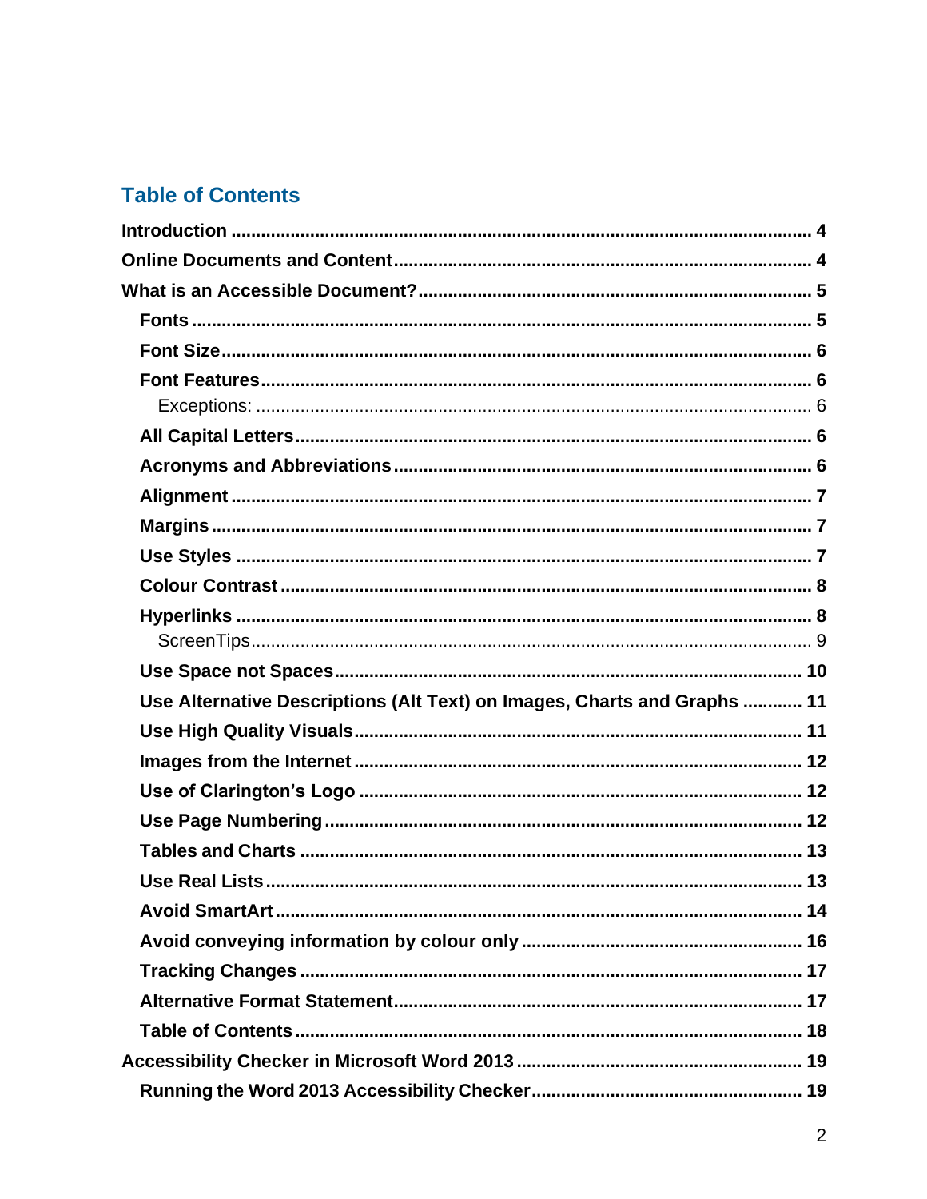## Table of Contents

**Introduction** ..... **4**

**Online Documents and Content** ..... **4**

**What is an Accessible Document?** ..... **5**

- **Fonts** ..... **5**
- **Font Size** ..... **6**
- **Font Features** ..... **6**
    - Exceptions: ..... 6
- **All Capital Letters** ..... **6**
- **Acronyms and Abbreviations** ..... **6**
- **Alignment** ..... **7**
- **Margins** ..... **7**
- **Use Styles** ..... **7**
- **Colour Contrast** ..... **8**
- **Hyperlinks** ..... **8**
    - ScreenTips ..... 9
- **Use Space not Spaces** ..... **10**
- **Use Alternative Descriptions (Alt Text) on Images, Charts and Graphs** ..... **11**
- **Use High Quality Visuals** ..... **11**
- **Images from the Internet** ..... **12**
- **Use of Clarington's Logo** ..... **12**
- **Use Page Numbering** ..... **12**
- **Tables and Charts** ..... **13**
- **Use Real Lists** ..... **13**
- **Avoid SmartArt** ..... **14**
- **Avoid conveying information by colour only** ..... **16**
- **Tracking Changes** ..... **17**
- **Alternative Format Statement** ..... **17**
- **Table of Contents** ..... **18**

**Accessibility Checker in Microsoft Word 2013** ..... **19**

- **Running the Word 2013 Accessibility Checker** ..... **19**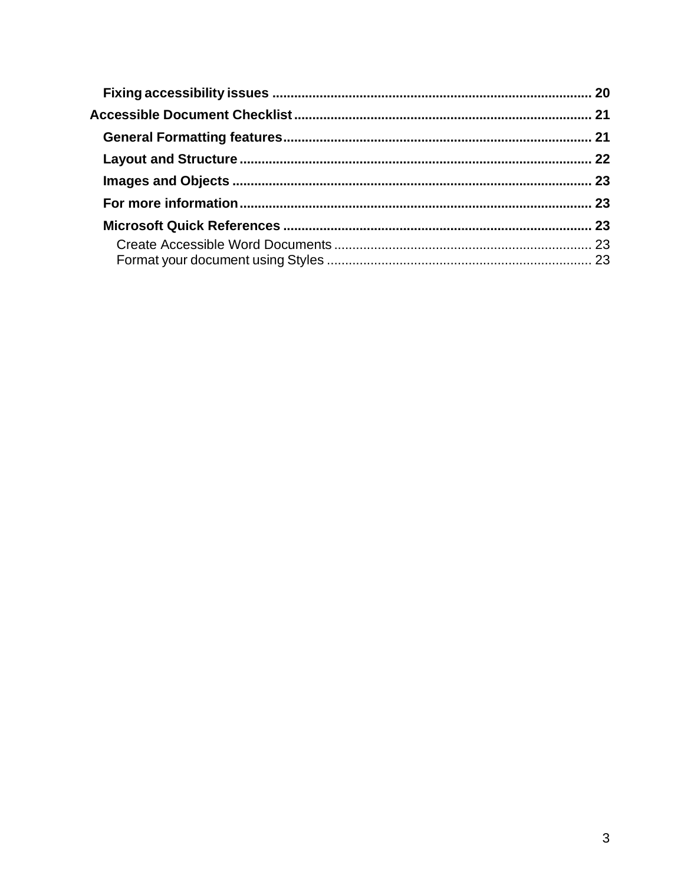- **Fixing accessibility issues** .......... 20

**Accessible Document Checklist** .......... 21

- **General Formatting features** .......... 21
- **Layout and Structure** .......... 22
- **Images and Objects** .......... 23
- **For more information** .......... 23
- **Microsoft Quick References** .......... 23
  - Create Accessible Word Documents .......... 23
  - Format your document using Styles .......... 23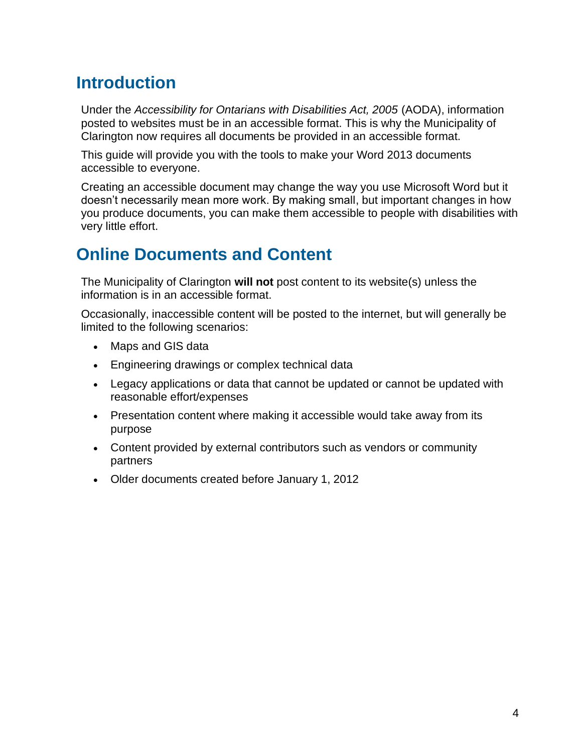# Introduction

Under the *Accessibility for Ontarians with Disabilities Act, 2005* (AODA), information posted to websites must be in an accessible format. This is why the Municipality of Clarington now requires all documents be provided in an accessible format.

This guide will provide you with the tools to make your Word 2013 documents accessible to everyone.

Creating an accessible document may change the way you use Microsoft Word but it doesn't necessarily mean more work. By making small, but important changes in how you produce documents, you can make them accessible to people with disabilities with very little effort.

# Online Documents and Content

The Municipality of Clarington **will not** post content to its website(s) unless the information is in an accessible format.

Occasionally, inaccessible content will be posted to the internet, but will generally be limited to the following scenarios:

- Maps and GIS data
- Engineering drawings or complex technical data
- Legacy applications or data that cannot be updated or cannot be updated with reasonable effort/expenses
- Presentation content where making it accessible would take away from its purpose
- Content provided by external contributors such as vendors or community partners
- Older documents created before January 1, 2012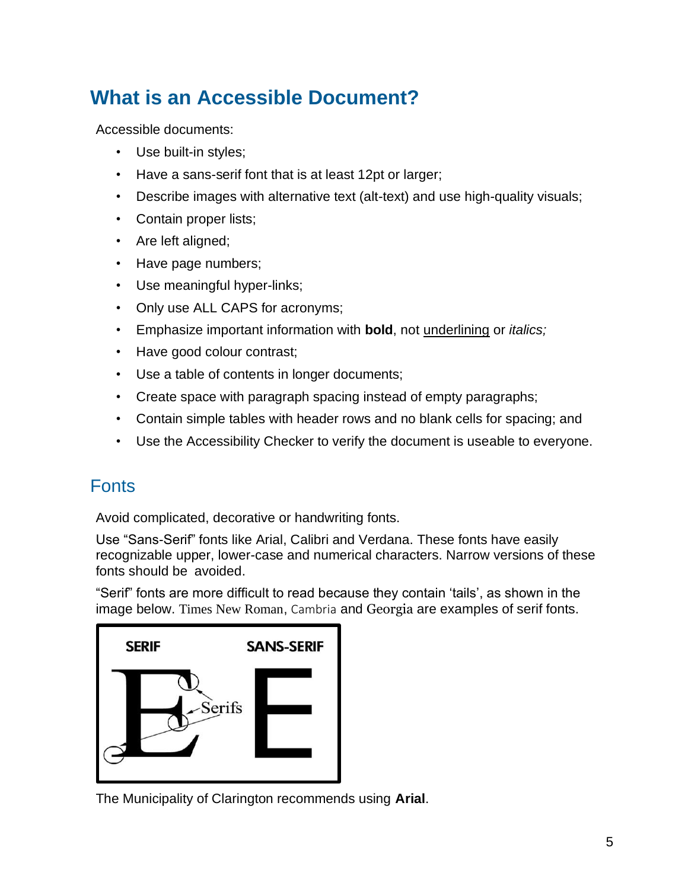# What is an Accessible Document?

Accessible documents:

- Use built-in styles;
- Have a sans-serif font that is at least 12pt or larger;
- Describe images with alternative text (alt-text) and use high-quality visuals;
- Contain proper lists;
- Are left aligned;
- Have page numbers;
- Use meaningful hyper-links;
- Only use ALL CAPS for acronyms;
- Emphasize important information with **bold**, not underlining or *italics;*
- Have good colour contrast;
- Use a table of contents in longer documents;
- Create space with paragraph spacing instead of empty paragraphs;
- Contain simple tables with header rows and no blank cells for spacing; and
- Use the Accessibility Checker to verify the document is useable to everyone.

## Fonts

Avoid complicated, decorative or handwriting fonts.

Use "Sans-Serif" fonts like Arial, Calibri and Verdana. These fonts have easily recognizable upper, lower-case and numerical characters. Narrow versions of these fonts should be avoided.

"Serif" fonts are more difficult to read because they contain 'tails', as shown in the image below. Times New Roman, Cambria and Georgia are examples of serif fonts.

SERIF SANS-SERIF

Serifs

The Municipality of Clarington recommends using **Arial**.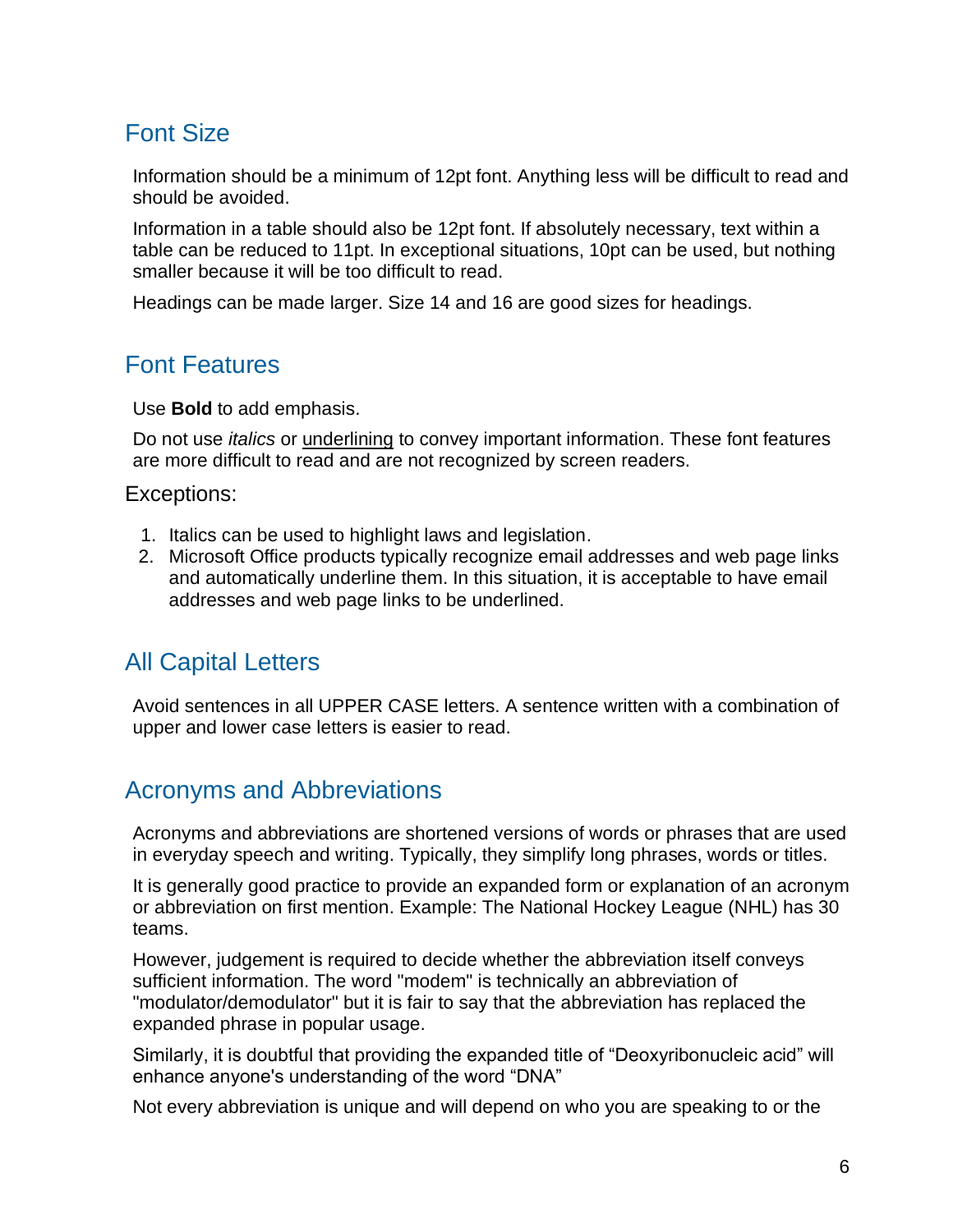## Font Size

Information should be a minimum of 12pt font. Anything less will be difficult to read and should be avoided.

Information in a table should also be 12pt font. If absolutely necessary, text within a table can be reduced to 11pt. In exceptional situations, 10pt can be used, but nothing smaller because it will be too difficult to read.

Headings can be made larger. Size 14 and 16 are good sizes for headings.

## Font Features

Use **Bold** to add emphasis.

Do not use *italics* or <u>underlining</u> to convey important information. These font features are more difficult to read and are not recognized by screen readers.

### Exceptions:

1. Italics can be used to highlight laws and legislation.
2. Microsoft Office products typically recognize email addresses and web page links and automatically underline them. In this situation, it is acceptable to have email addresses and web page links to be underlined.

## All Capital Letters

Avoid sentences in all UPPER CASE letters. A sentence written with a combination of upper and lower case letters is easier to read.

## Acronyms and Abbreviations

Acronyms and abbreviations are shortened versions of words or phrases that are used in everyday speech and writing. Typically, they simplify long phrases, words or titles.

It is generally good practice to provide an expanded form or explanation of an acronym or abbreviation on first mention. Example: The National Hockey League (NHL) has 30 teams.

However, judgement is required to decide whether the abbreviation itself conveys sufficient information. The word "modem" is technically an abbreviation of "modulator/demodulator" but it is fair to say that the abbreviation has replaced the expanded phrase in popular usage.

Similarly, it is doubtful that providing the expanded title of “Deoxyribonucleic acid” will enhance anyone's understanding of the word “DNA”

Not every abbreviation is unique and will depend on who you are speaking to or the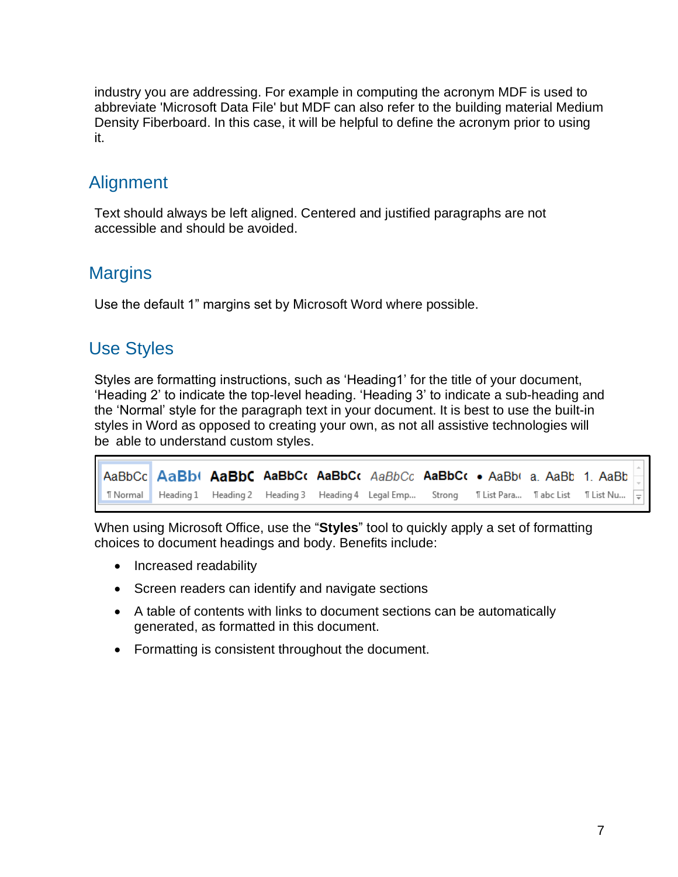industry you are addressing. For example in computing the acronym MDF is used to abbreviate 'Microsoft Data File' but MDF can also refer to the building material Medium Density Fiberboard. In this case, it will be helpful to define the acronym prior to using it.

## Alignment

Text should always be left aligned. Centered and justified paragraphs are not accessible and should be avoided.

## Margins

Use the default 1” margins set by Microsoft Word where possible.

## Use Styles

Styles are formatting instructions, such as ‘Heading1’ for the title of your document, ‘Heading 2’ to indicate the top-level heading. ‘Heading 3’ to indicate a sub-heading and the ‘Normal’ style for the paragraph text in your document. It is best to use the built-in styles in Word as opposed to creating your own, as not all assistive technologies will be able to understand custom styles.

When using Microsoft Office, use the “**Styles**” tool to quickly apply a set of formatting choices to document headings and body. Benefits include:

- Increased readability
- Screen readers can identify and navigate sections
- A table of contents with links to document sections can be automatically generated, as formatted in this document.
- Formatting is consistent throughout the document.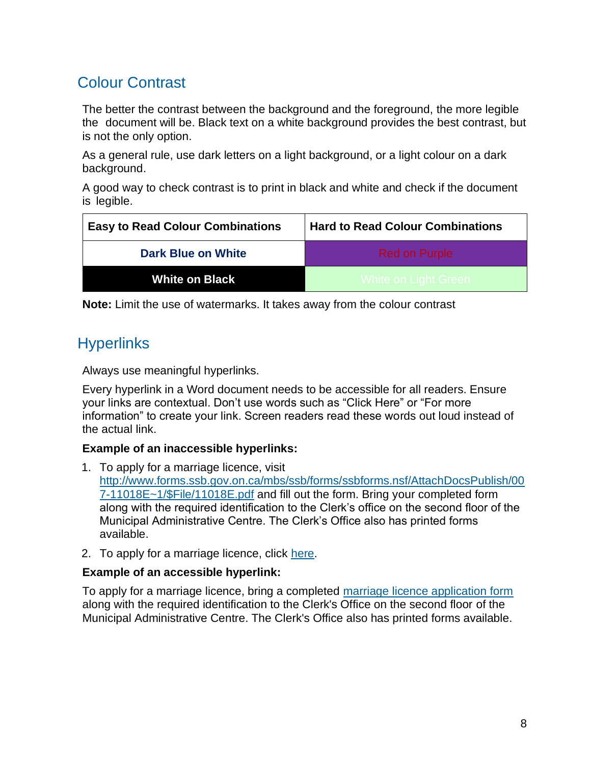## Colour Contrast

The better the contrast between the background and the foreground, the more legible the document will be. Black text on a white background provides the best contrast, but is not the only option.

As a general rule, use dark letters on a light background, or a light colour on a dark background.

A good way to check contrast is to print in black and white and check if the document is legible.

| Easy to Read Colour Combinations | Hard to Read Colour Combinations |
|---|---|
| Dark Blue on White | Red on Purple |
| White on Black | White on Light Green |

**Note:** Limit the use of watermarks. It takes away from the colour contrast

## Hyperlinks

Always use meaningful hyperlinks.

Every hyperlink in a Word document needs to be accessible for all readers. Ensure your links are contextual. Don't use words such as "Click Here" or "For more information" to create your link. Screen readers read these words out loud instead of the actual link.

**Example of an inaccessible hyperlinks:**

1. To apply for a marriage licence, visit http://www.forms.ssb.gov.on.ca/mbs/ssb/forms/ssbforms.nsf/AttachDocsPublish/007-11018E~1/$File/11018E.pdf and fill out the form. Bring your completed form along with the required identification to the Clerk's office on the second floor of the Municipal Administrative Centre. The Clerk's Office also has printed forms available.
2. To apply for a marriage licence, click here.

**Example of an accessible hyperlink:**

To apply for a marriage licence, bring a completed marriage licence application form along with the required identification to the Clerk's Office on the second floor of the Municipal Administrative Centre. The Clerk's Office also has printed forms available.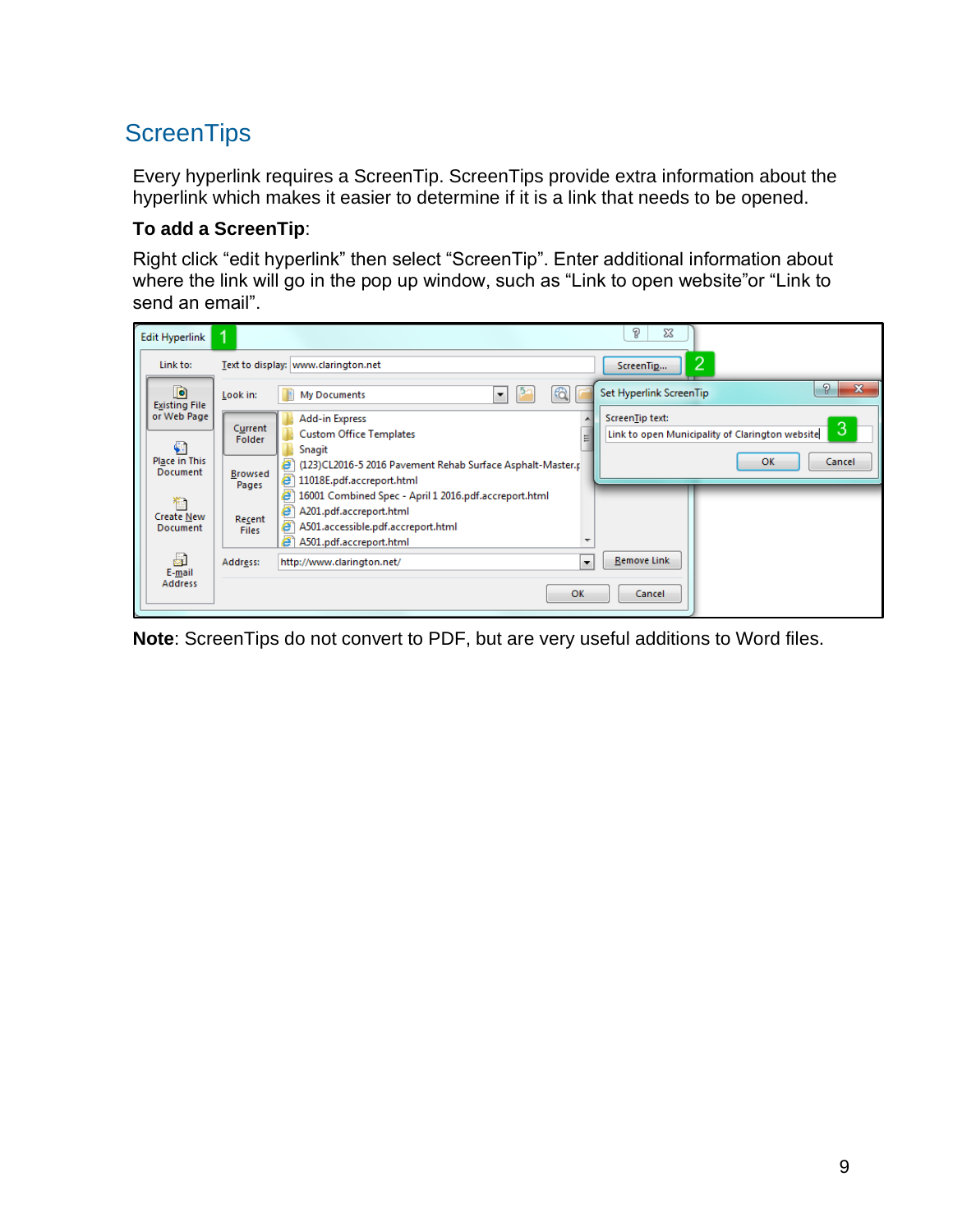## ScreenTips

Every hyperlink requires a ScreenTip. ScreenTips provide extra information about the hyperlink which makes it easier to determine if it is a link that needs to be opened.

**To add a ScreenTip**:

Right click "edit hyperlink" then select "ScreenTip". Enter additional information about where the link will go in the pop up window, such as "Link to open website"or "Link to send an email".

**Note**: ScreenTips do not convert to PDF, but are very useful additions to Word files.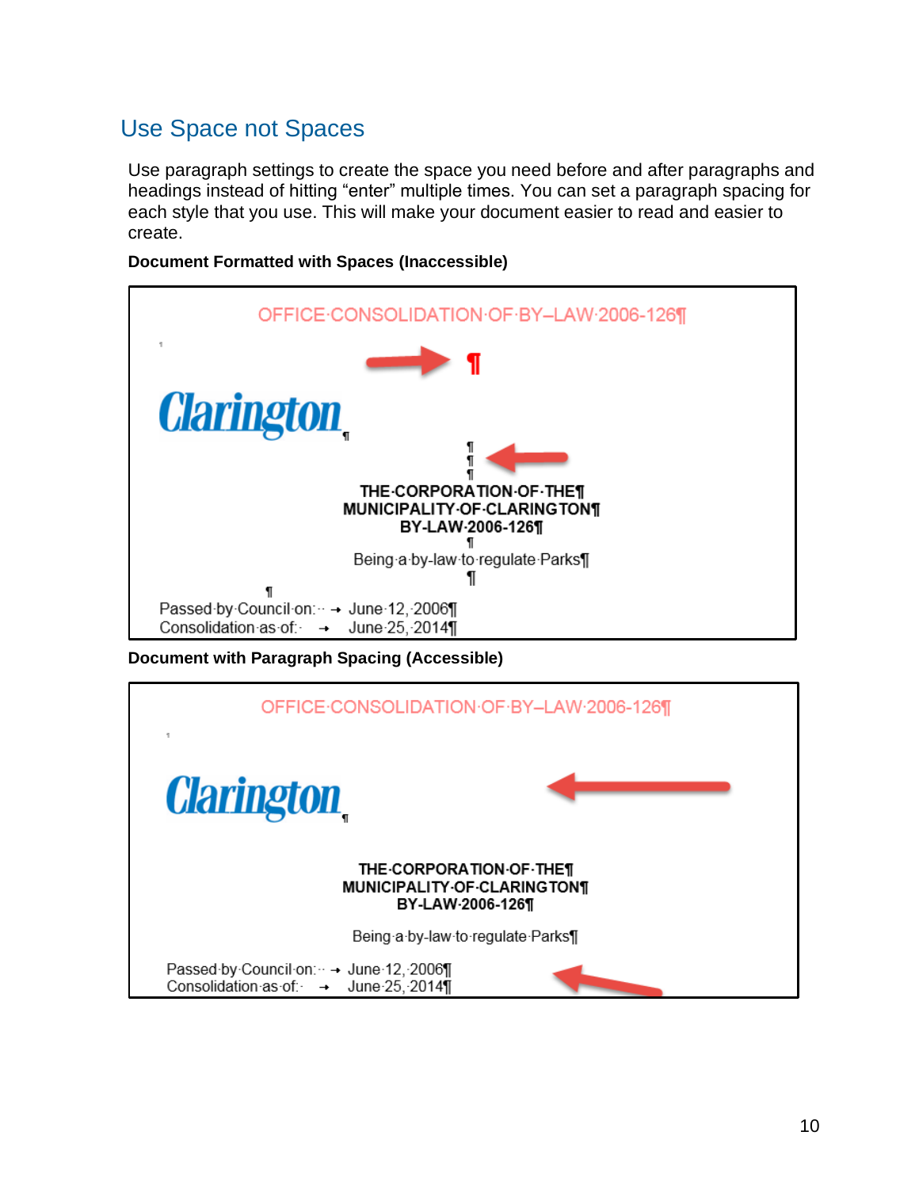## Use Space not Spaces

Use paragraph settings to create the space you need before and after paragraphs and headings instead of hitting "enter" multiple times. You can set a paragraph spacing for each style that you use. This will make your document easier to read and easier to create.

**Document Formatted with Spaces (Inaccessible)**

**Document with Paragraph Spacing (Accessible)**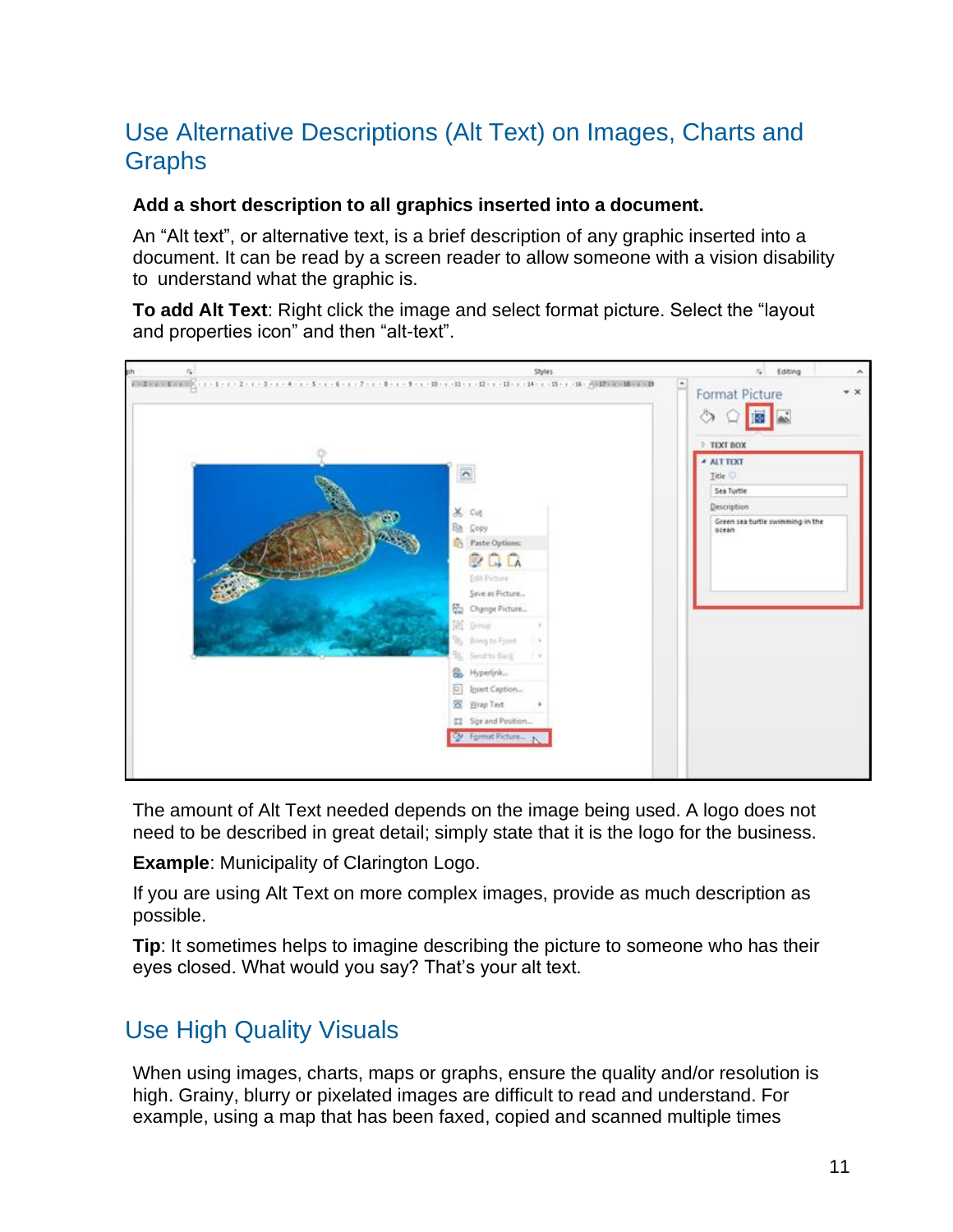## Use Alternative Descriptions (Alt Text) on Images, Charts and Graphs

**Add a short description to all graphics inserted into a document.**

An “Alt text”, or alternative text, is a brief description of any graphic inserted into a document. It can be read by a screen reader to allow someone with a vision disability to understand what the graphic is.

**To add Alt Text**: Right click the image and select format picture. Select the “layout and properties icon” and then “alt-text”.

The amount of Alt Text needed depends on the image being used. A logo does not need to be described in great detail; simply state that it is the logo for the business.

**Example**: Municipality of Clarington Logo.

If you are using Alt Text on more complex images, provide as much description as possible.

**Tip**: It sometimes helps to imagine describing the picture to someone who has their eyes closed. What would you say? That’s your alt text.

## Use High Quality Visuals

When using images, charts, maps or graphs, ensure the quality and/or resolution is high. Grainy, blurry or pixelated images are difficult to read and understand. For example, using a map that has been faxed, copied and scanned multiple times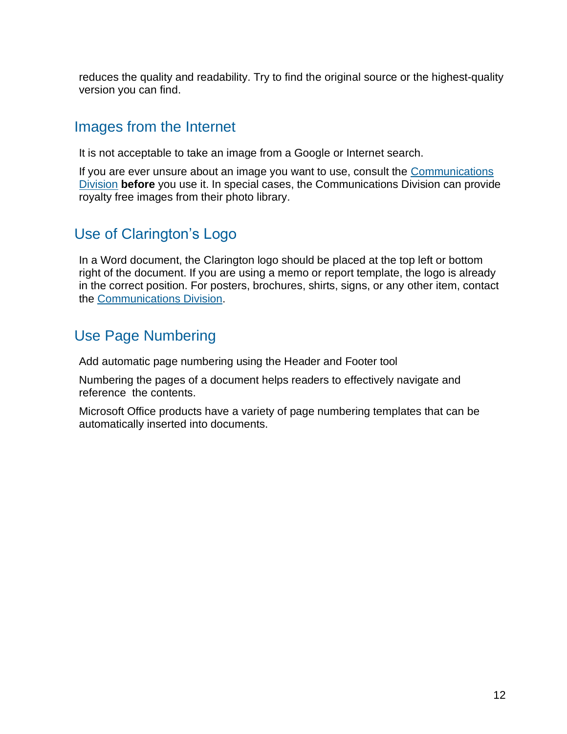reduces the quality and readability. Try to find the original source or the highest-quality version you can find.

## Images from the Internet

It is not acceptable to take an image from a Google or Internet search.

If you are ever unsure about an image you want to use, consult the Communications Division **before** you use it. In special cases, the Communications Division can provide royalty free images from their photo library.

## Use of Clarington's Logo

In a Word document, the Clarington logo should be placed at the top left or bottom right of the document. If you are using a memo or report template, the logo is already in the correct position. For posters, brochures, shirts, signs, or any other item, contact the Communications Division.

## Use Page Numbering

Add automatic page numbering using the Header and Footer tool

Numbering the pages of a document helps readers to effectively navigate and reference the contents.

Microsoft Office products have a variety of page numbering templates that can be automatically inserted into documents.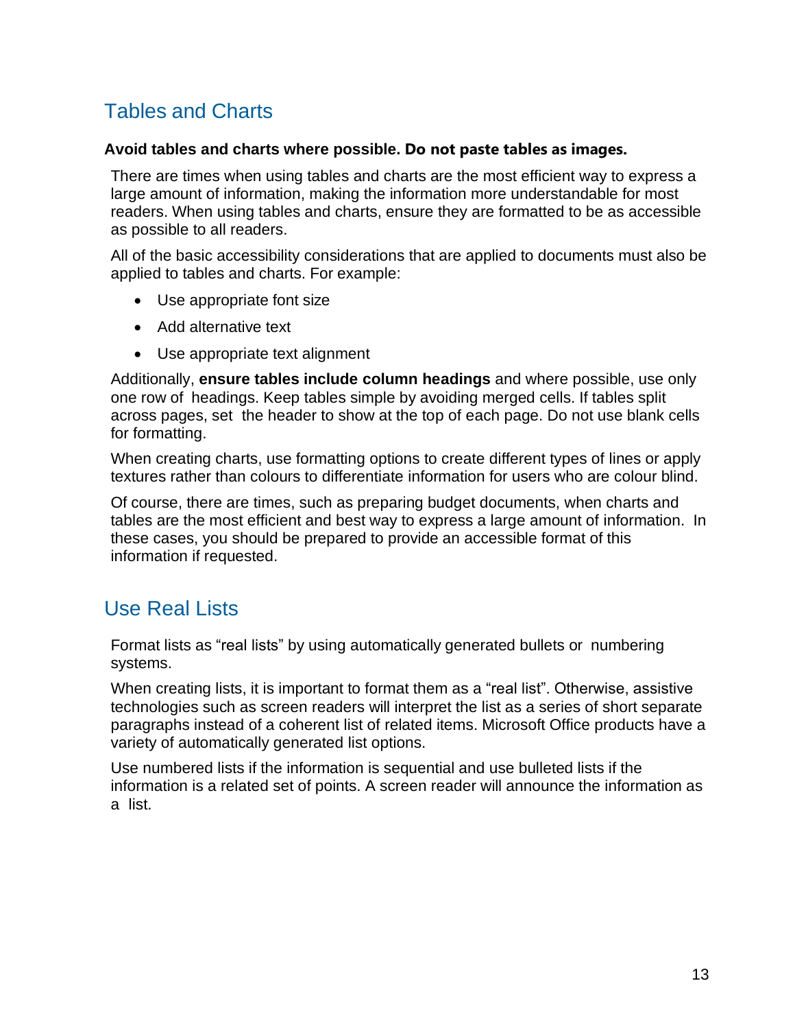## Tables and Charts

**Avoid tables and charts where possible. Do not paste tables as images.**

There are times when using tables and charts are the most efficient way to express a large amount of information, making the information more understandable for most readers. When using tables and charts, ensure they are formatted to be as accessible as possible to all readers.

All of the basic accessibility considerations that are applied to documents must also be applied to tables and charts. For example:

- Use appropriate font size
- Add alternative text
- Use appropriate text alignment

Additionally, **ensure tables include column headings** and where possible, use only one row of headings. Keep tables simple by avoiding merged cells. If tables split across pages, set the header to show at the top of each page. Do not use blank cells for formatting.

When creating charts, use formatting options to create different types of lines or apply textures rather than colours to differentiate information for users who are colour blind.

Of course, there are times, such as preparing budget documents, when charts and tables are the most efficient and best way to express a large amount of information. In these cases, you should be prepared to provide an accessible format of this information if requested.

## Use Real Lists

Format lists as "real lists" by using automatically generated bullets or numbering systems.

When creating lists, it is important to format them as a "real list". Otherwise, assistive technologies such as screen readers will interpret the list as a series of short separate paragraphs instead of a coherent list of related items. Microsoft Office products have a variety of automatically generated list options.

Use numbered lists if the information is sequential and use bulleted lists if the information is a related set of points. A screen reader will announce the information as a list.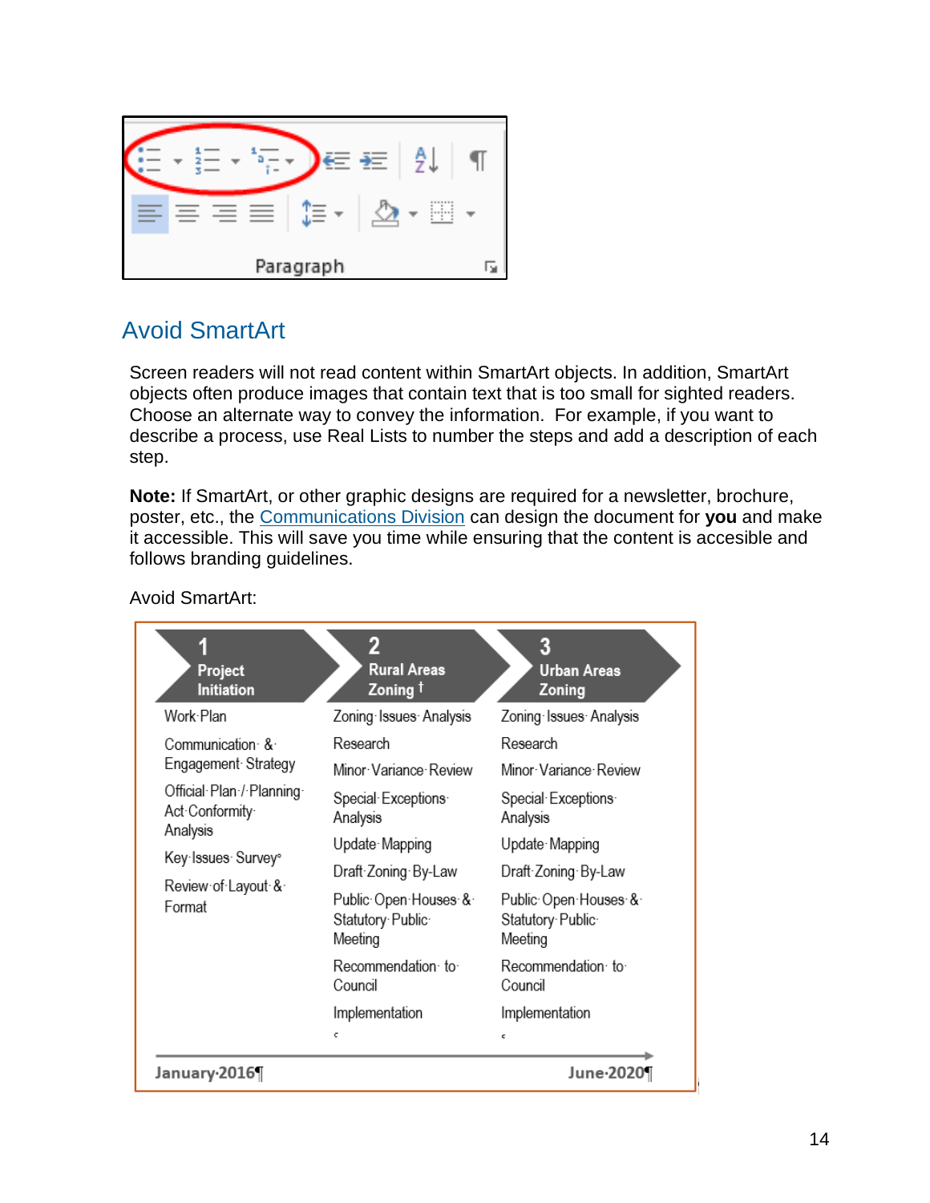## Avoid SmartArt

Screen readers will not read content within SmartArt objects. In addition, SmartArt objects often produce images that contain text that is too small for sighted readers. Choose an alternate way to convey the information.  For example, if you want to describe a process, use Real Lists to number the steps and add a description of each step.

**Note:** If SmartArt, or other graphic designs are required for a newsletter, brochure, poster, etc., the Communications Division can design the document for **you** and make it accessible. This will save you time while ensuring that the content is accesible and follows branding guidelines.

Avoid SmartArt:

| 1 Project Initiation | 2 Rural Areas Zoning | 3 Urban Areas Zoning |
|---|---|---|
| Work Plan | Zoning Issues Analysis | Zoning Issues Analysis |
| Communication & Engagement Strategy | Research | Research |
| Official Plan / Planning Act Conformity Analysis | Minor Variance Review | Minor Variance Review |
| Key Issues Survey | Special Exceptions Analysis | Special Exceptions Analysis |
| Review of Layout & Format | Update Mapping | Update Mapping |
| | Draft Zoning By-Law | Draft Zoning By-Law |
| | Public Open Houses & Statutory Public Meeting | Public Open Houses & Statutory Public Meeting |
| | Recommendation to Council | Recommendation to Council |
| | Implementation | Implementation |

January 2016 → June 2020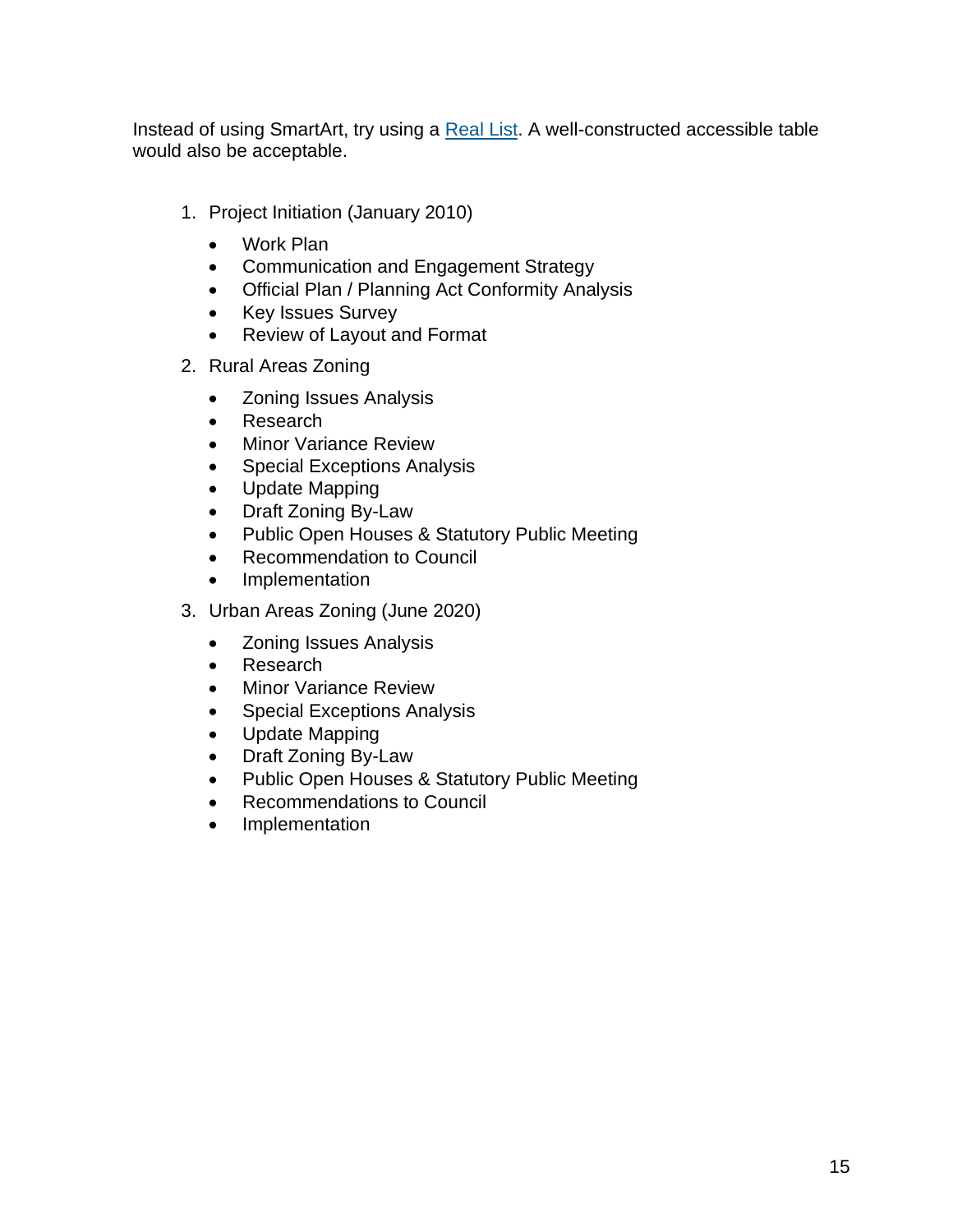Instead of using SmartArt, try using a Real List. A well-constructed accessible table would also be acceptable.

1. Project Initiation (January 2010)
    - Work Plan
    - Communication and Engagement Strategy
    - Official Plan / Planning Act Conformity Analysis
    - Key Issues Survey
    - Review of Layout and Format
2. Rural Areas Zoning
    - Zoning Issues Analysis
    - Research
    - Minor Variance Review
    - Special Exceptions Analysis
    - Update Mapping
    - Draft Zoning By-Law
    - Public Open Houses & Statutory Public Meeting
    - Recommendation to Council
    - Implementation
3. Urban Areas Zoning (June 2020)
    - Zoning Issues Analysis
    - Research
    - Minor Variance Review
    - Special Exceptions Analysis
    - Update Mapping
    - Draft Zoning By-Law
    - Public Open Houses & Statutory Public Meeting
    - Recommendations to Council
    - Implementation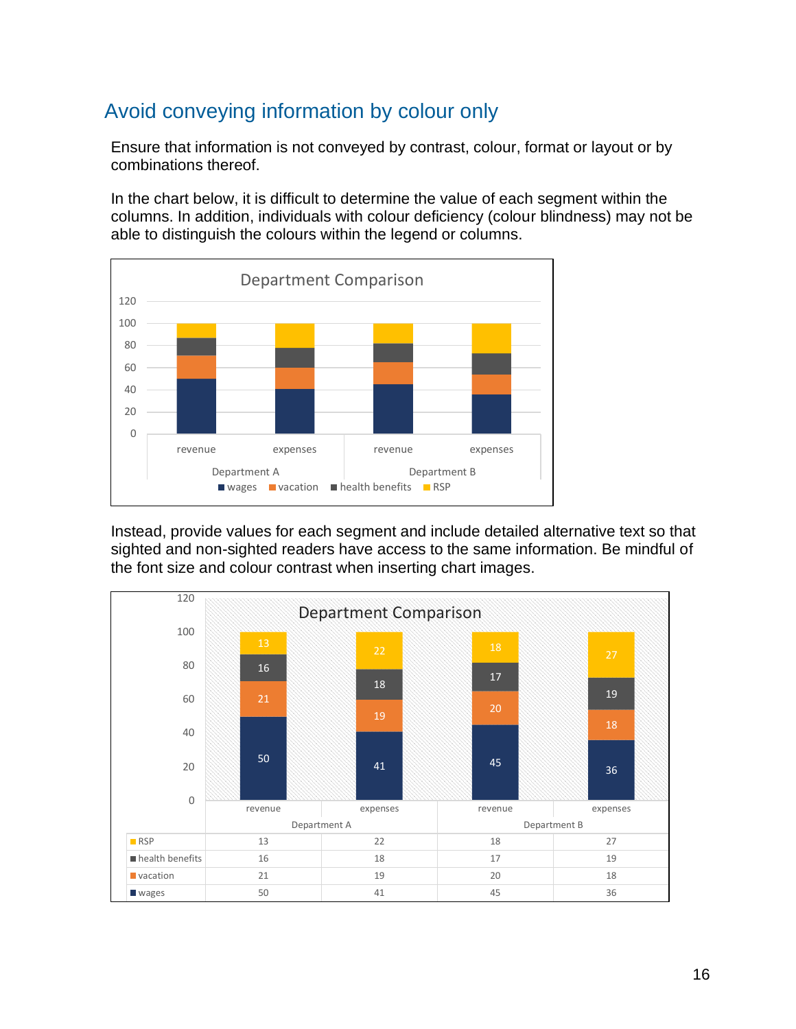## Avoid conveying information by colour only

Ensure that information is not conveyed by contrast, colour, format or layout or by combinations thereof.

In the chart below, it is difficult to determine the value of each segment within the columns. In addition, individuals with colour deficiency (colour blindness) may not be able to distinguish the colours within the legend or columns.

Instead, provide values for each segment and include detailed alternative text so that sighted and non-sighted readers have access to the same information. Be mindful of the font size and colour contrast when inserting chart images.

Department Comparison

| | Department A | | Department B | |
|---|---|---|---|---|
| | revenue | expenses | revenue | expenses |
| RSP | 13 | 22 | 18 | 27 |
| health benefits | 16 | 18 | 17 | 19 |
| vacation | 21 | 19 | 20 | 18 |
| wages | 50 | 41 | 45 | 36 |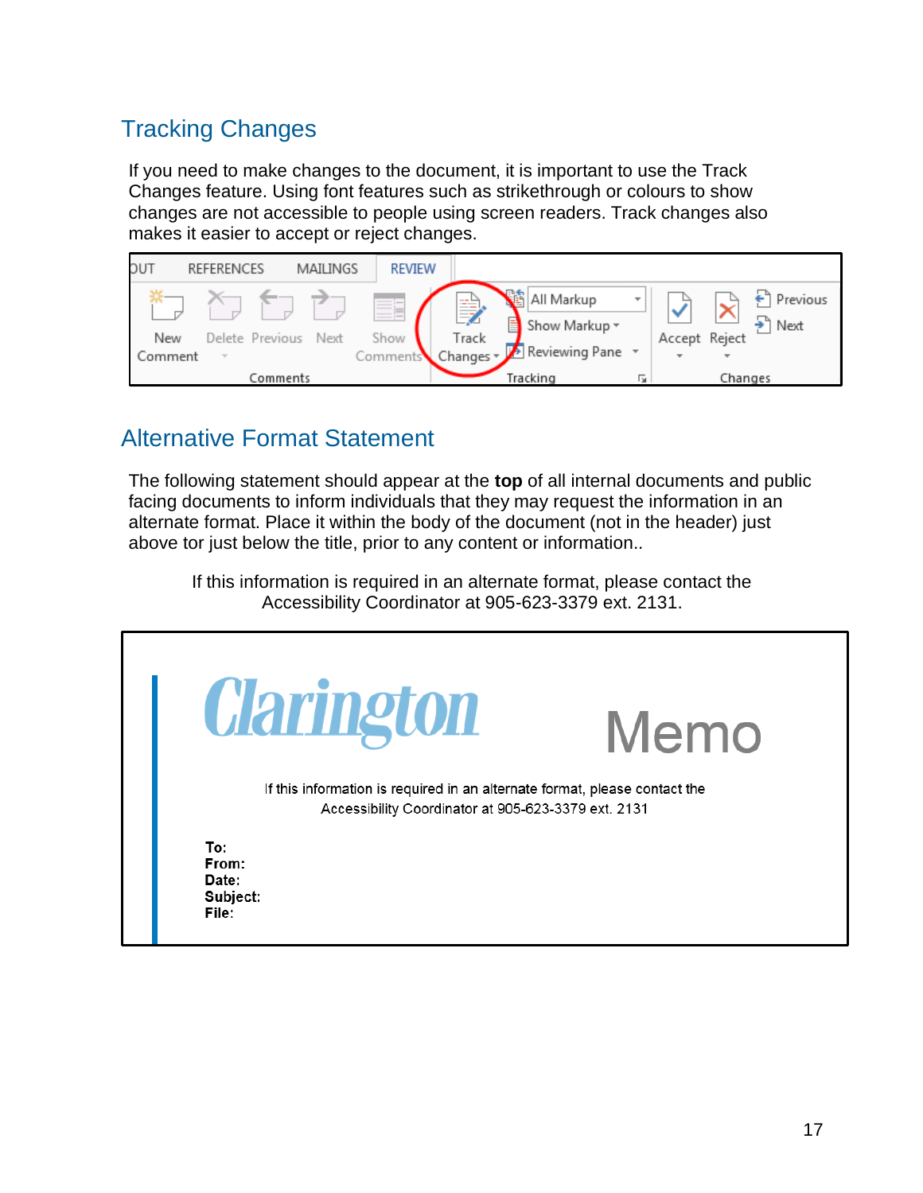## Tracking Changes

If you need to make changes to the document, it is important to use the Track Changes feature. Using font features such as strikethrough or colours to show changes are not accessible to people using screen readers. Track changes also makes it easier to accept or reject changes.

## Alternative Format Statement

The following statement should appear at the **top** of all internal documents and public facing documents to inform individuals that they may request the information in an alternate format. Place it within the body of the document (not in the header) just above tor just below the title, prior to any content or information..

If this information is required in an alternate format, please contact the Accessibility Coordinator at 905-623-3379 ext. 2131.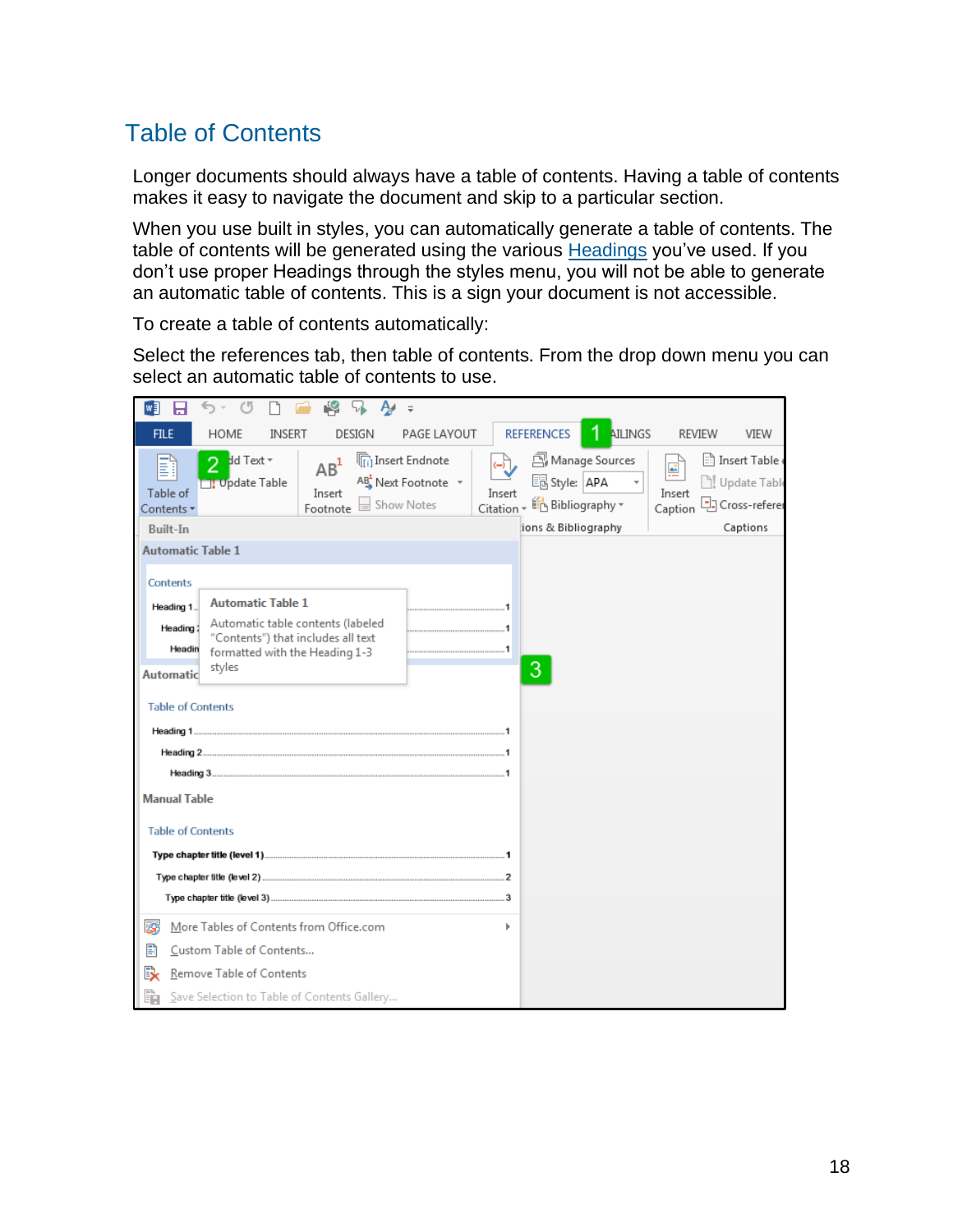## Table of Contents

Longer documents should always have a table of contents. Having a table of contents makes it easy to navigate the document and skip to a particular section.

When you use built in styles, you can automatically generate a table of contents. The table of contents will be generated using the various Headings you've used. If you don't use proper Headings through the styles menu, you will not be able to generate an automatic table of contents. This is a sign your document is not accessible.

To create a table of contents automatically:

Select the references tab, then table of contents. From the drop down menu you can select an automatic table of contents to use.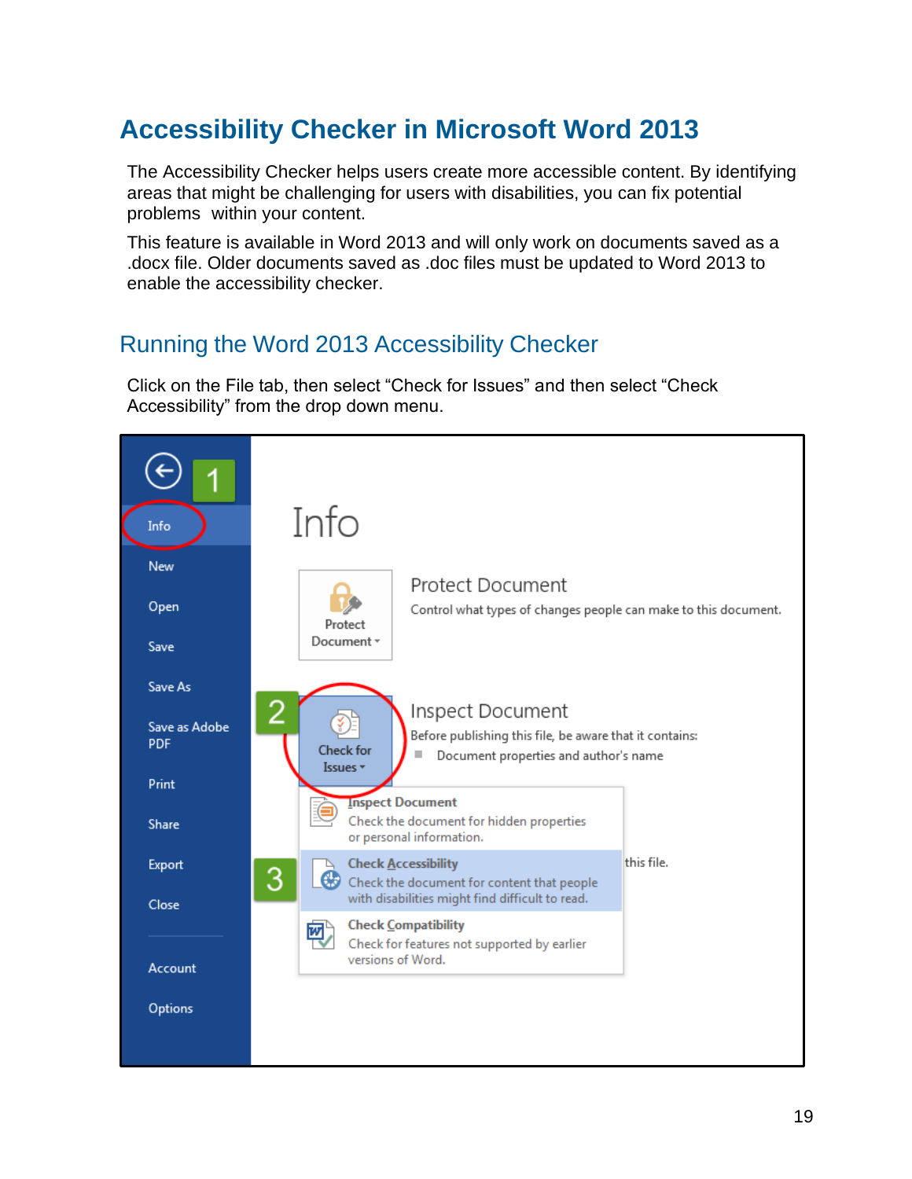# Accessibility Checker in Microsoft Word 2013

The Accessibility Checker helps users create more accessible content. By identifying areas that might be challenging for users with disabilities, you can fix potential problems within your content.

This feature is available in Word 2013 and will only work on documents saved as a .docx file. Older documents saved as .doc files must be updated to Word 2013 to enable the accessibility checker.

## Running the Word 2013 Accessibility Checker

Click on the File tab, then select “Check for Issues” and then select “Check Accessibility” from the drop down menu.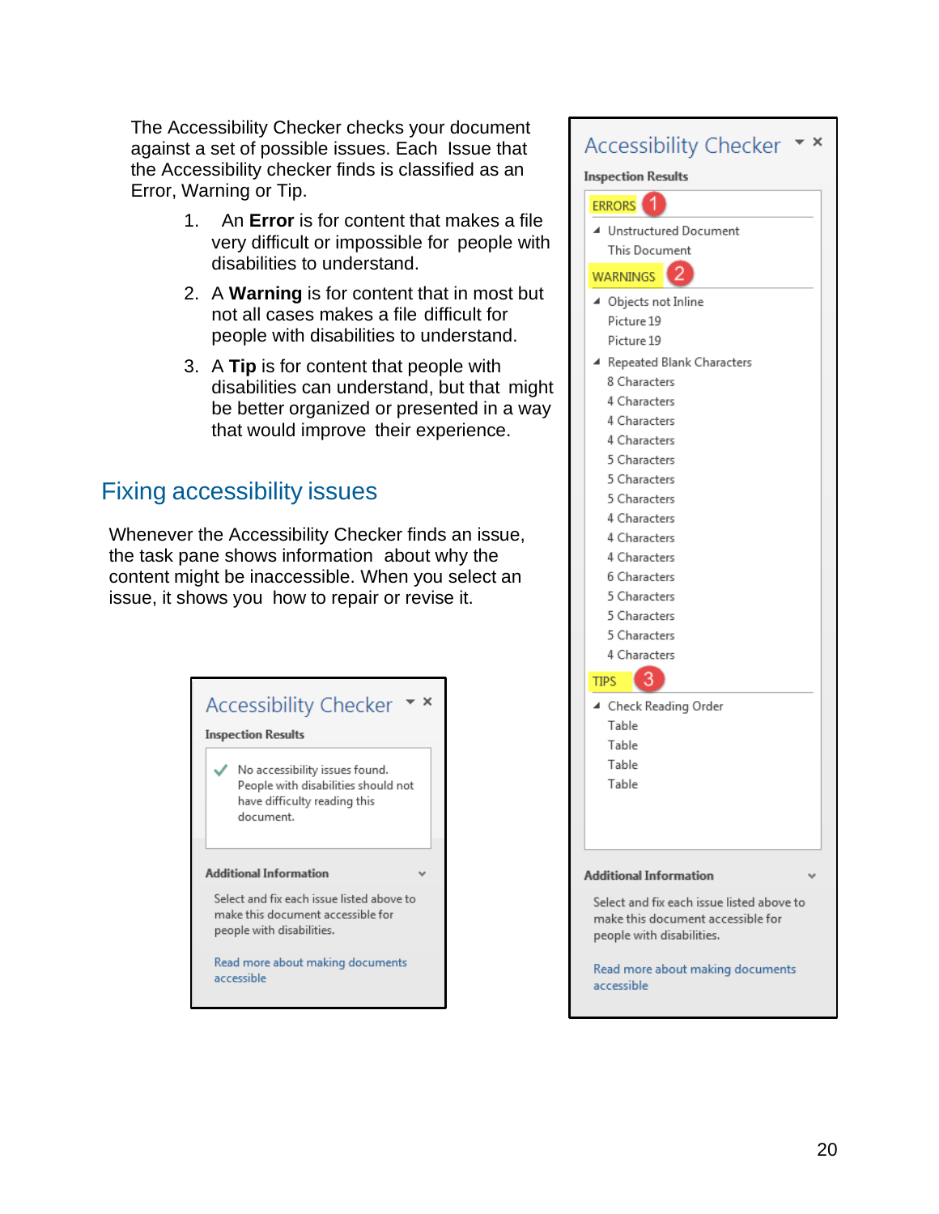The Accessibility Checker checks your document against a set of possible issues. Each Issue that the Accessibility checker finds is classified as an Error, Warning or Tip.

1. An **Error** is for content that makes a file very difficult or impossible for people with disabilities to understand.
2. A **Warning** is for content that in most but not all cases makes a file difficult for people with disabilities to understand.
3. A **Tip** is for content that people with disabilities can understand, but that might be better organized or presented in a way that would improve their experience.

## Fixing accessibility issues

Whenever the Accessibility Checker finds an issue, the task pane shows information about why the content might be inaccessible. When you select an issue, it shows you how to repair or revise it.

Accessibility Checker

**Inspection Results**

No accessibility issues found. People with disabilities should not have difficulty reading this document.

**Additional Information**

Select and fix each issue listed above to make this document accessible for people with disabilities.

Read more about making documents accessible

Accessibility Checker

**Inspection Results**

ERRORS 1

- Unstructured Document
  - This Document

WARNINGS 2

- Objects not Inline
  - Picture 19
  - Picture 19
- Repeated Blank Characters
  - 8 Characters
  - 4 Characters
  - 4 Characters
  - 4 Characters
  - 5 Characters
  - 5 Characters
  - 5 Characters
  - 4 Characters
  - 4 Characters
  - 4 Characters
  - 6 Characters
  - 5 Characters
  - 5 Characters
  - 5 Characters
  - 4 Characters

TIPS 3

- Check Reading Order
  - Table
  - Table
  - Table
  - Table

**Additional Information**

Select and fix each issue listed above to make this document accessible for people with disabilities.

Read more about making documents accessible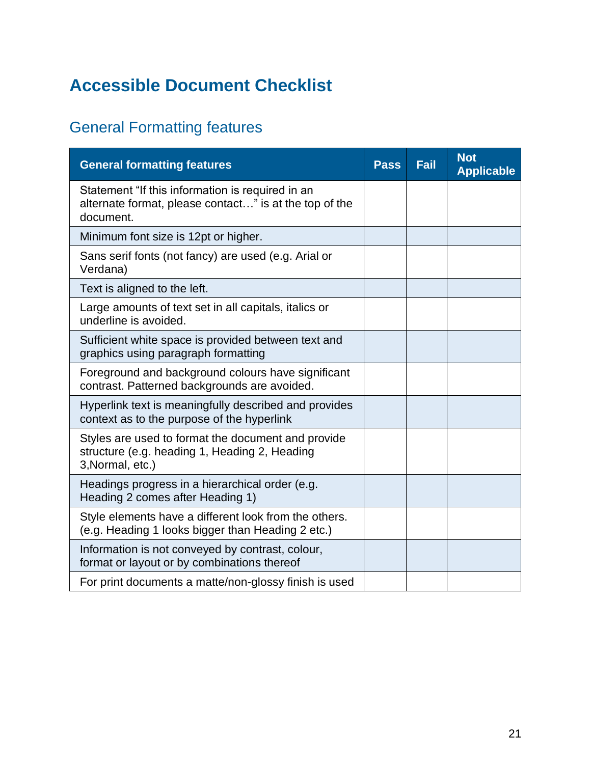# Accessible Document Checklist

## General Formatting features

| General formatting features | Pass | Fail | Not Applicable |
| --- | --- | --- | --- |
| Statement “If this information is required in an alternate format, please contact…” is at the top of the document. | | | |
| Minimum font size is 12pt or higher. | | | |
| Sans serif fonts (not fancy) are used (e.g. Arial or Verdana) | | | |
| Text is aligned to the left. | | | |
| Large amounts of text set in all capitals, italics or underline is avoided. | | | |
| Sufficient white space is provided between text and graphics using paragraph formatting | | | |
| Foreground and background colours have significant contrast. Patterned backgrounds are avoided. | | | |
| Hyperlink text is meaningfully described and provides context as to the purpose of the hyperlink | | | |
| Styles are used to format the document and provide structure (e.g. heading 1, Heading 2, Heading 3,Normal, etc.) | | | |
| Headings progress in a hierarchical order (e.g. Heading 2 comes after Heading 1) | | | |
| Style elements have a different look from the others. (e.g. Heading 1 looks bigger than Heading 2 etc.) | | | |
| Information is not conveyed by contrast, colour, format or layout or by combinations thereof | | | |
| For print documents a matte/non-glossy finish is used | | | |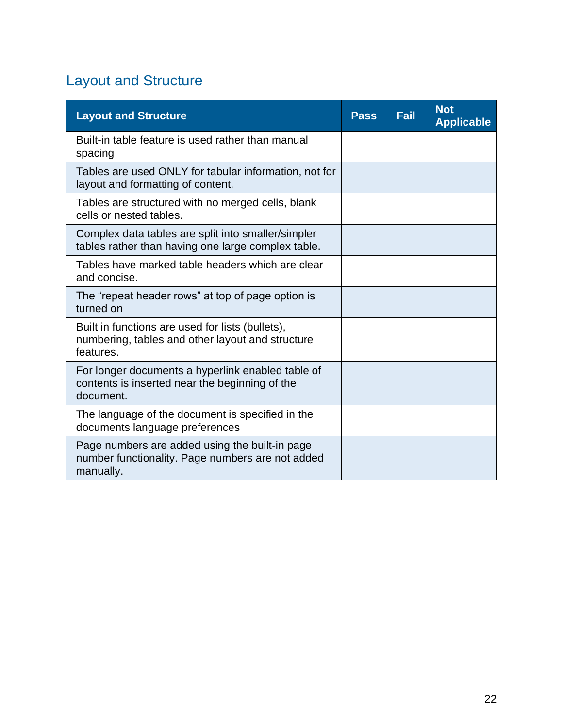## Layout and Structure

| Layout and Structure | Pass | Fail | Not Applicable |
| --- | --- | --- | --- |
| Built-in table feature is used rather than manual spacing | | | |
| Tables are used ONLY for tabular information, not for layout and formatting of content. | | | |
| Tables are structured with no merged cells, blank cells or nested tables. | | | |
| Complex data tables are split into smaller/simpler tables rather than having one large complex table. | | | |
| Tables have marked table headers which are clear and concise. | | | |
| The “repeat header rows” at top of page option is turned on | | | |
| Built in functions are used for lists (bullets), numbering, tables and other layout and structure features. | | | |
| For longer documents a hyperlink enabled table of contents is inserted near the beginning of the document. | | | |
| The language of the document is specified in the documents language preferences | | | |
| Page numbers are added using the built-in page number functionality. Page numbers are not added manually. | | | |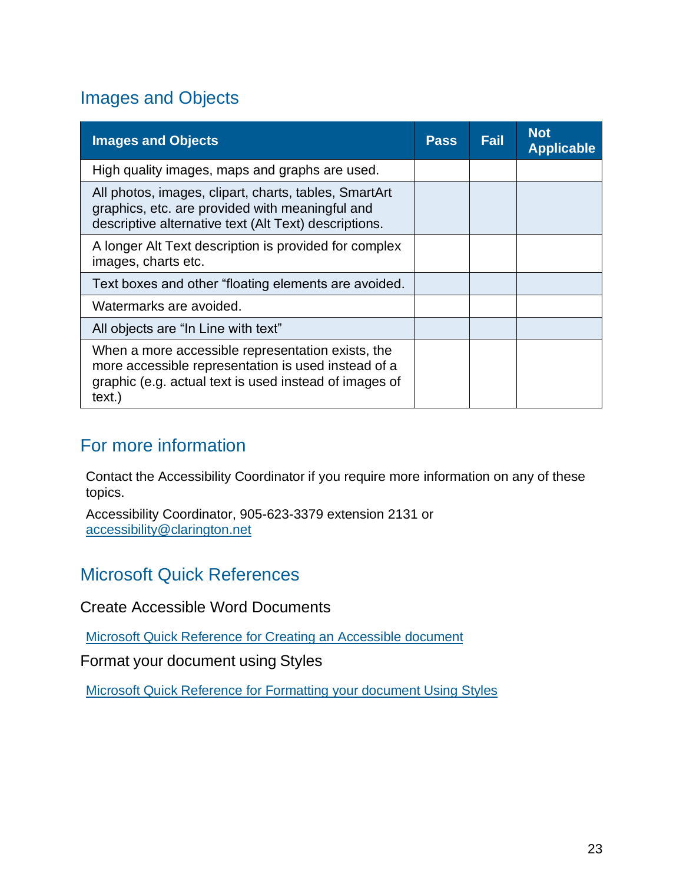## Images and Objects

| Images and Objects | Pass | Fail | Not Applicable |
| --- | --- | --- | --- |
| High quality images, maps and graphs are used. | | | |
| All photos, images, clipart, charts, tables, SmartArt graphics, etc. are provided with meaningful and descriptive alternative text (Alt Text) descriptions. | | | |
| A longer Alt Text description is provided for complex images, charts etc. | | | |
| Text boxes and other “floating elements are avoided. | | | |
| Watermarks are avoided. | | | |
| All objects are “In Line with text” | | | |
| When a more accessible representation exists, the more accessible representation is used instead of a graphic (e.g. actual text is used instead of images of text.) | | | |

## For more information

Contact the Accessibility Coordinator if you require more information on any of these topics.

Accessibility Coordinator, 905-623-3379 extension 2131 or accessibility@clarington.net

## Microsoft Quick References

### Create Accessible Word Documents

Microsoft Quick Reference for Creating an Accessible document

### Format your document using Styles

Microsoft Quick Reference for Formatting your document Using Styles